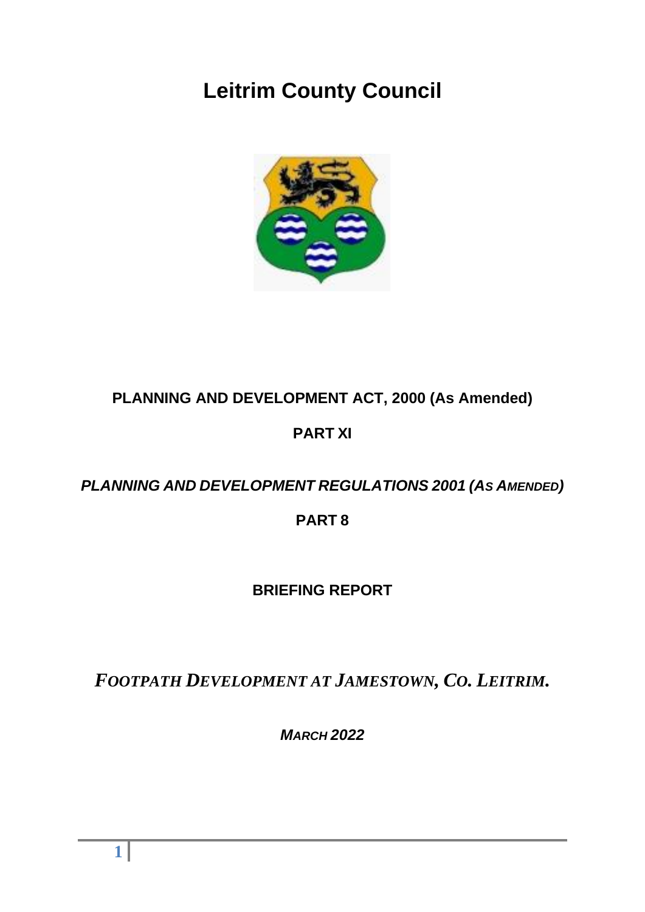# Leitrim County Council

**PLANNING AND DEVELOPMENT ACT, 2000 (As Amended)**

**PART XI**

***PLANNING AND DEVELOPMENT REGULATIONS 2001 (AS AMENDED)***

**PART 8**

**BRIEFING REPORT**

## *FOOTPATH DEVELOPMENT AT JAMESTOWN, CO. LEITRIM.*

***MARCH 2022***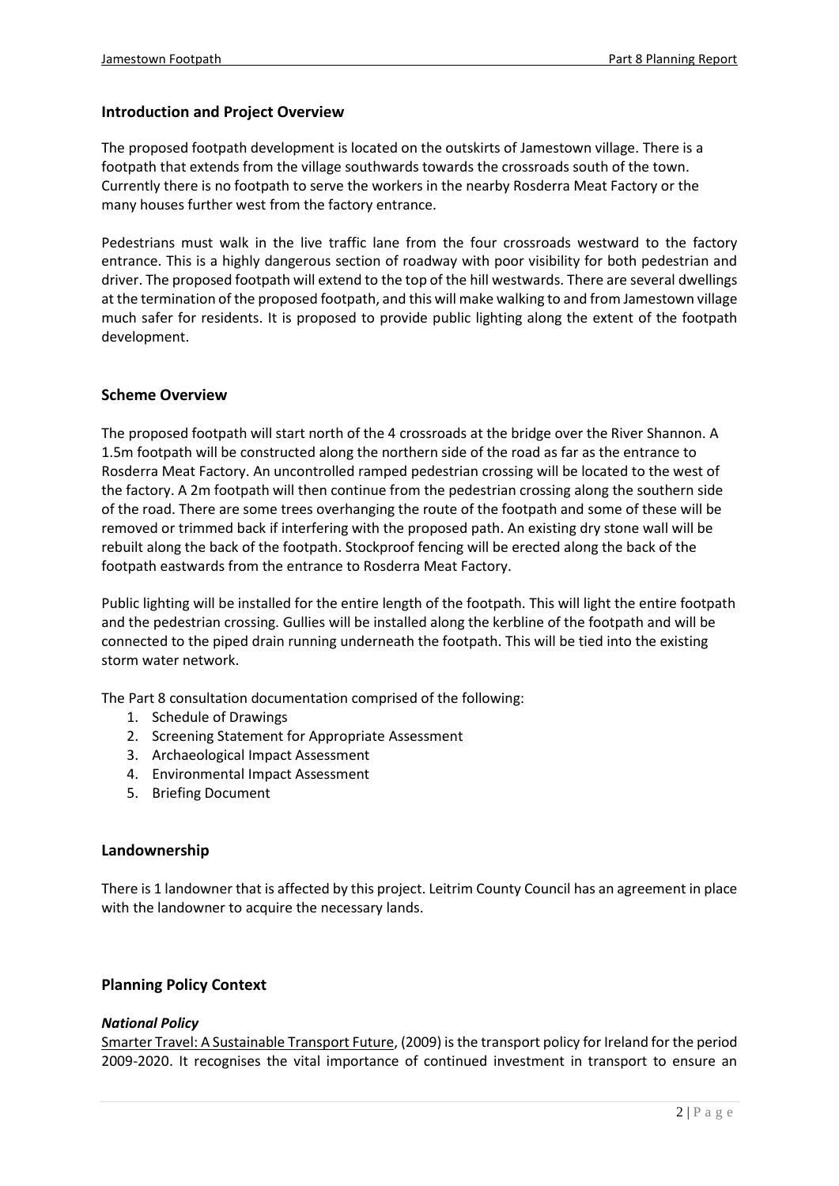## Introduction and Project Overview

The proposed footpath development is located on the outskirts of Jamestown village. There is a footpath that extends from the village southwards towards the crossroads south of the town. Currently there is no footpath to serve the workers in the nearby Rosderra Meat Factory or the many houses further west from the factory entrance.

Pedestrians must walk in the live traffic lane from the four crossroads westward to the factory entrance. This is a highly dangerous section of roadway with poor visibility for both pedestrian and driver. The proposed footpath will extend to the top of the hill westwards. There are several dwellings at the termination of the proposed footpath, and this will make walking to and from Jamestown village much safer for residents. It is proposed to provide public lighting along the extent of the footpath development.

## Scheme Overview

The proposed footpath will start north of the 4 crossroads at the bridge over the River Shannon. A 1.5m footpath will be constructed along the northern side of the road as far as the entrance to Rosderra Meat Factory. An uncontrolled ramped pedestrian crossing will be located to the west of the factory. A 2m footpath will then continue from the pedestrian crossing along the southern side of the road. There are some trees overhanging the route of the footpath and some of these will be removed or trimmed back if interfering with the proposed path. An existing dry stone wall will be rebuilt along the back of the footpath. Stockproof fencing will be erected along the back of the footpath eastwards from the entrance to Rosderra Meat Factory.

Public lighting will be installed for the entire length of the footpath. This will light the entire footpath and the pedestrian crossing. Gullies will be installed along the kerbline of the footpath and will be connected to the piped drain running underneath the footpath. This will be tied into the existing storm water network.

The Part 8 consultation documentation comprised of the following:

1. Schedule of Drawings
2. Screening Statement for Appropriate Assessment
3. Archaeological Impact Assessment
4. Environmental Impact Assessment
5. Briefing Document

## Landownership

There is 1 landowner that is affected by this project. Leitrim County Council has an agreement in place with the landowner to acquire the necessary lands.

## Planning Policy Context

### *National Policy*

Smarter Travel: A Sustainable Transport Future, (2009) is the transport policy for Ireland for the period 2009-2020. It recognises the vital importance of continued investment in transport to ensure an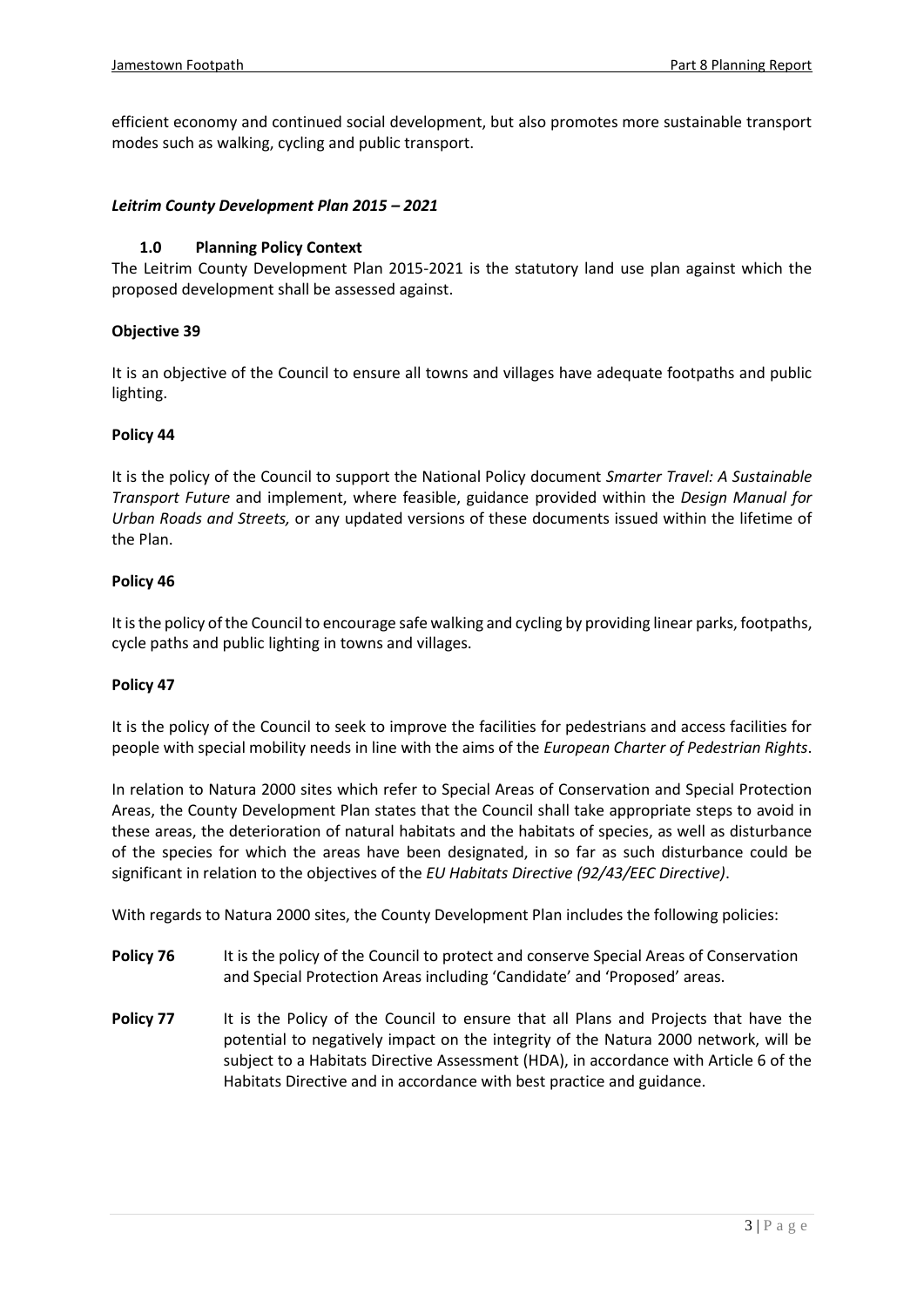efficient economy and continued social development, but also promotes more sustainable transport modes such as walking, cycling and public transport.

### *Leitrim County Development Plan 2015 – 2021*

#### 1.0 Planning Policy Context

The Leitrim County Development Plan 2015-2021 is the statutory land use plan against which the proposed development shall be assessed against.

**Objective 39**

It is an objective of the Council to ensure all towns and villages have adequate footpaths and public lighting.

**Policy 44**

It is the policy of the Council to support the National Policy document *Smarter Travel: A Sustainable Transport Future* and implement, where feasible, guidance provided within the *Design Manual for Urban Roads and Streets,* or any updated versions of these documents issued within the lifetime of the Plan.

**Policy 46**

It is the policy of the Council to encourage safe walking and cycling by providing linear parks, footpaths, cycle paths and public lighting in towns and villages.

**Policy 47**

It is the policy of the Council to seek to improve the facilities for pedestrians and access facilities for people with special mobility needs in line with the aims of the *European Charter of Pedestrian Rights*.

In relation to Natura 2000 sites which refer to Special Areas of Conservation and Special Protection Areas, the County Development Plan states that the Council shall take appropriate steps to avoid in these areas, the deterioration of natural habitats and the habitats of species, as well as disturbance of the species for which the areas have been designated, in so far as such disturbance could be significant in relation to the objectives of the *EU Habitats Directive (92/43/EEC Directive)*.

With regards to Natura 2000 sites, the County Development Plan includes the following policies:

**Policy 76** It is the policy of the Council to protect and conserve Special Areas of Conservation and Special Protection Areas including 'Candidate' and 'Proposed' areas.

**Policy 77** It is the Policy of the Council to ensure that all Plans and Projects that have the potential to negatively impact on the integrity of the Natura 2000 network, will be subject to a Habitats Directive Assessment (HDA), in accordance with Article 6 of the Habitats Directive and in accordance with best practice and guidance.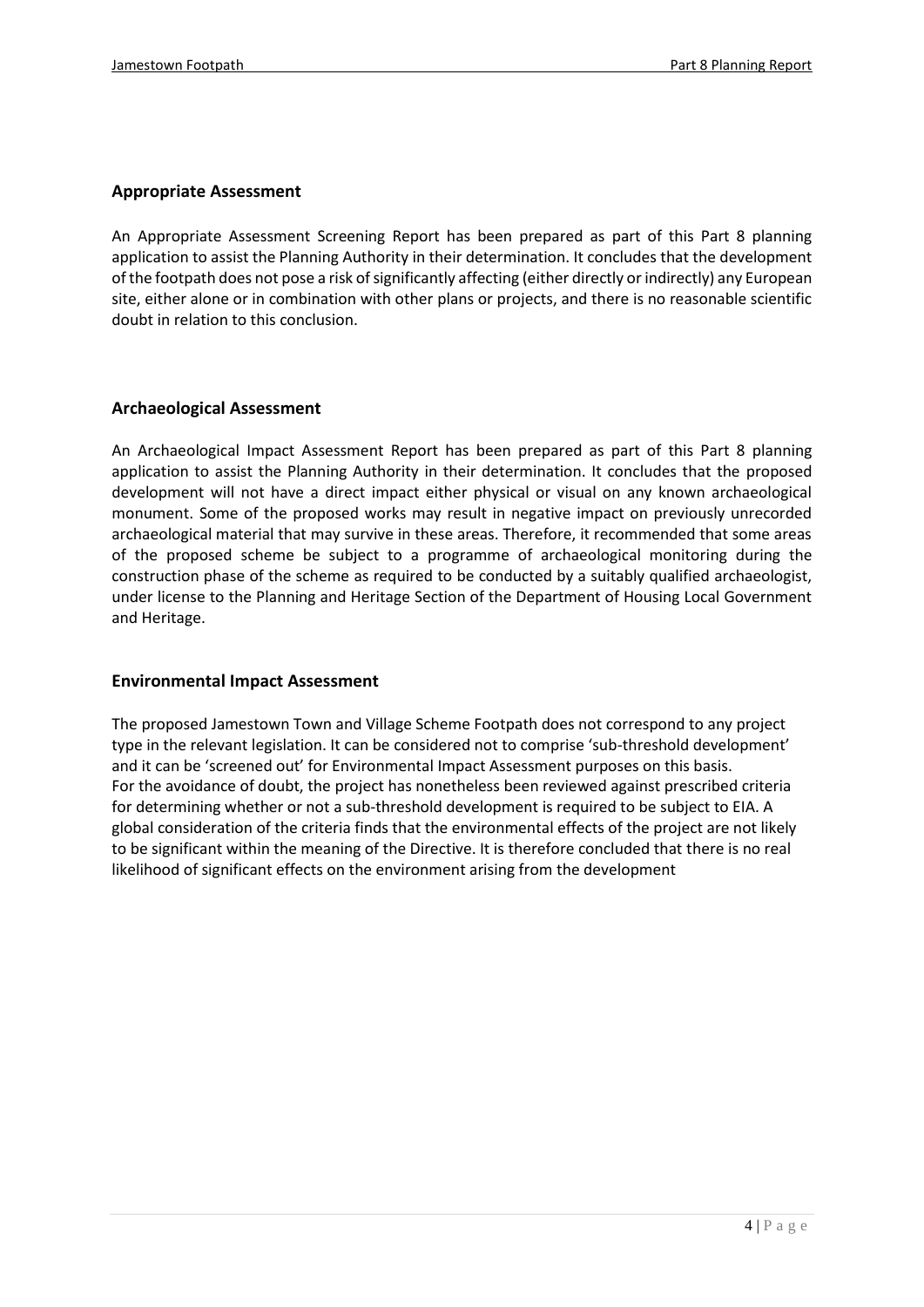## Appropriate Assessment

An Appropriate Assessment Screening Report has been prepared as part of this Part 8 planning application to assist the Planning Authority in their determination. It concludes that the development of the footpath does not pose a risk of significantly affecting (either directly or indirectly) any European site, either alone or in combination with other plans or projects, and there is no reasonable scientific doubt in relation to this conclusion.

## Archaeological Assessment

An Archaeological Impact Assessment Report has been prepared as part of this Part 8 planning application to assist the Planning Authority in their determination. It concludes that the proposed development will not have a direct impact either physical or visual on any known archaeological monument. Some of the proposed works may result in negative impact on previously unrecorded archaeological material that may survive in these areas. Therefore, it recommended that some areas of the proposed scheme be subject to a programme of archaeological monitoring during the construction phase of the scheme as required to be conducted by a suitably qualified archaeologist, under license to the Planning and Heritage Section of the Department of Housing Local Government and Heritage.

## Environmental Impact Assessment

The proposed Jamestown Town and Village Scheme Footpath does not correspond to any project type in the relevant legislation. It can be considered not to comprise 'sub-threshold development' and it can be 'screened out' for Environmental Impact Assessment purposes on this basis.
For the avoidance of doubt, the project has nonetheless been reviewed against prescribed criteria for determining whether or not a sub-threshold development is required to be subject to EIA. A global consideration of the criteria finds that the environmental effects of the project are not likely to be significant within the meaning of the Directive. It is therefore concluded that there is no real likelihood of significant effects on the environment arising from the development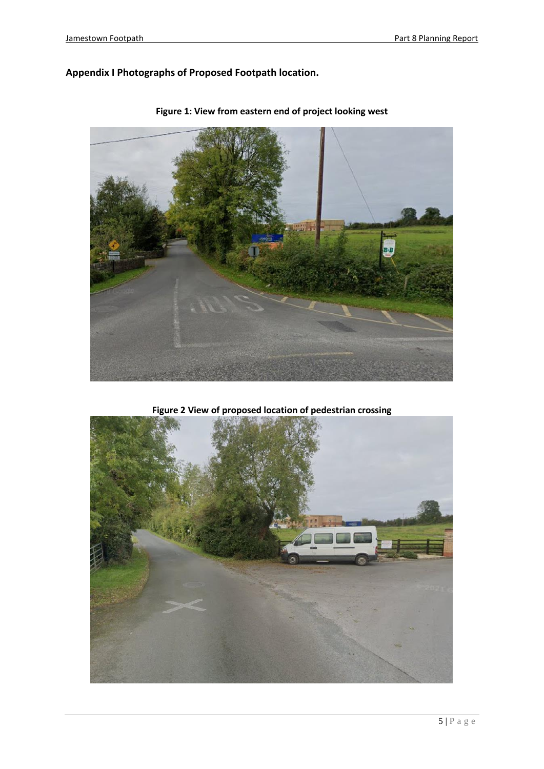**Appendix I Photographs of Proposed Footpath location.**

**Figure 1: View from eastern end of project looking west**

**Figure 2 View of proposed location of pedestrian crossing**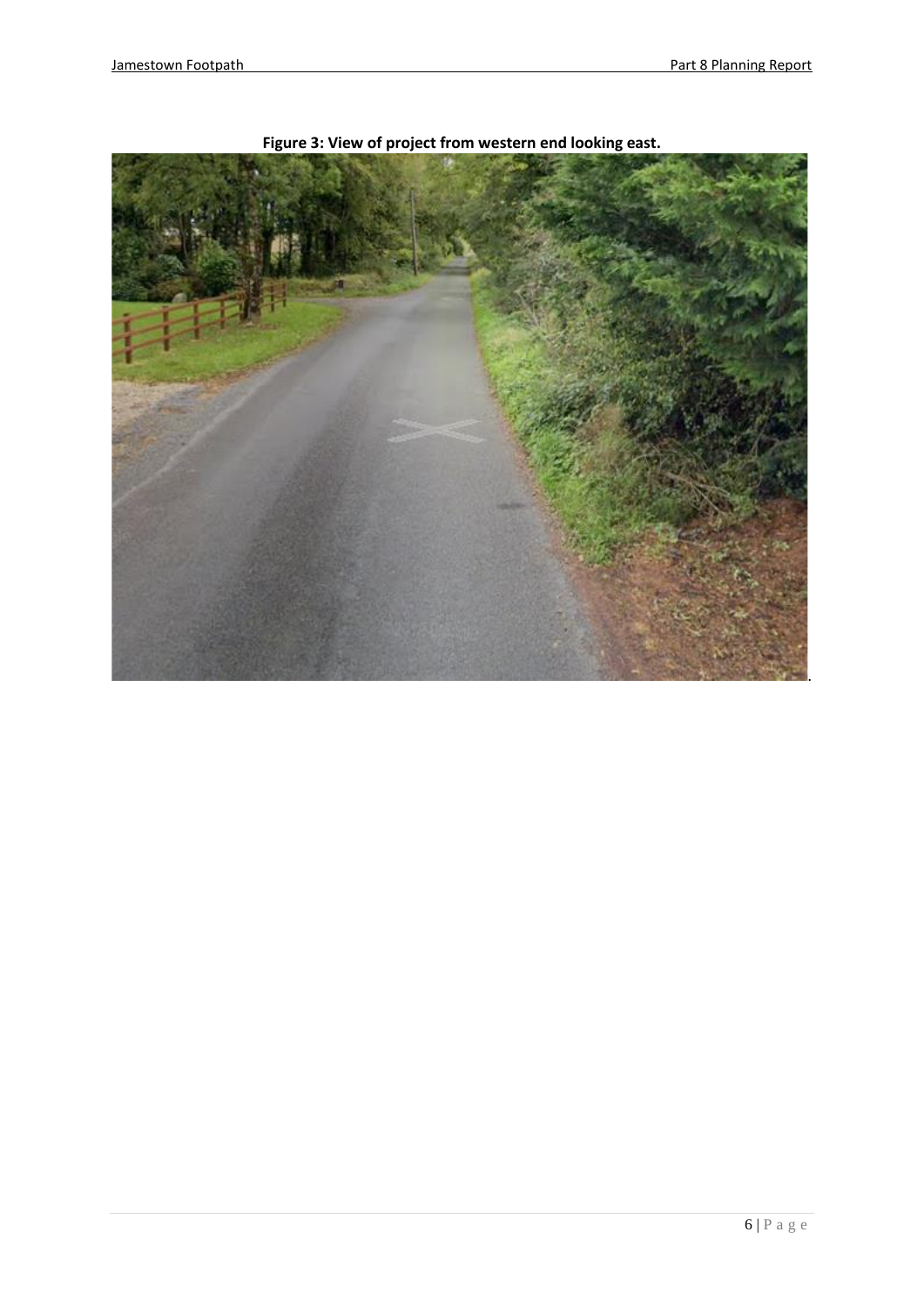**Figure 3: View of project from western end looking east.**